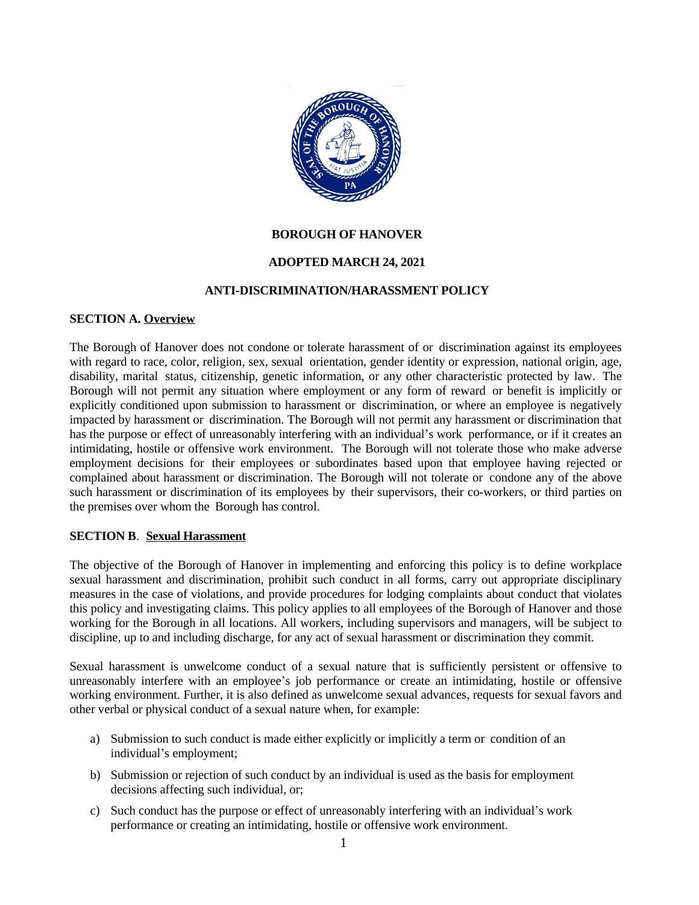**BOROUGH OF HANOVER**

**ADOPTED MARCH 24, 2021**

# ANTI-DISCRIMINATION/HARASSMENT POLICY

## SECTION A. Overview

The Borough of Hanover does not condone or tolerate harassment of or discrimination against its employees with regard to race, color, religion, sex, sexual orientation, gender identity or expression, national origin, age, disability, marital status, citizenship, genetic information, or any other characteristic protected by law. The Borough will not permit any situation where employment or any form of reward or benefit is implicitly or explicitly conditioned upon submission to harassment or discrimination, or where an employee is negatively impacted by harassment or discrimination. The Borough will not permit any harassment or discrimination that has the purpose or effect of unreasonably interfering with an individual's work performance, or if it creates an intimidating, hostile or offensive work environment. The Borough will not tolerate those who make adverse employment decisions for their employees or subordinates based upon that employee having rejected or complained about harassment or discrimination. The Borough will not tolerate or condone any of the above such harassment or discrimination of its employees by their supervisors, their co-workers, or third parties on the premises over whom the Borough has control.

## SECTION B. Sexual Harassment

The objective of the Borough of Hanover in implementing and enforcing this policy is to define workplace sexual harassment and discrimination, prohibit such conduct in all forms, carry out appropriate disciplinary measures in the case of violations, and provide procedures for lodging complaints about conduct that violates this policy and investigating claims. This policy applies to all employees of the Borough of Hanover and those working for the Borough in all locations. All workers, including supervisors and managers, will be subject to discipline, up to and including discharge, for any act of sexual harassment or discrimination they commit.

Sexual harassment is unwelcome conduct of a sexual nature that is sufficiently persistent or offensive to unreasonably interfere with an employee's job performance or create an intimidating, hostile or offensive working environment. Further, it is also defined as unwelcome sexual advances, requests for sexual favors and other verbal or physical conduct of a sexual nature when, for example:

a) Submission to such conduct is made either explicitly or implicitly a term or condition of an individual's employment;

b) Submission or rejection of such conduct by an individual is used as the basis for employment decisions affecting such individual, or;

c) Such conduct has the purpose or effect of unreasonably interfering with an individual's work performance or creating an intimidating, hostile or offensive work environment.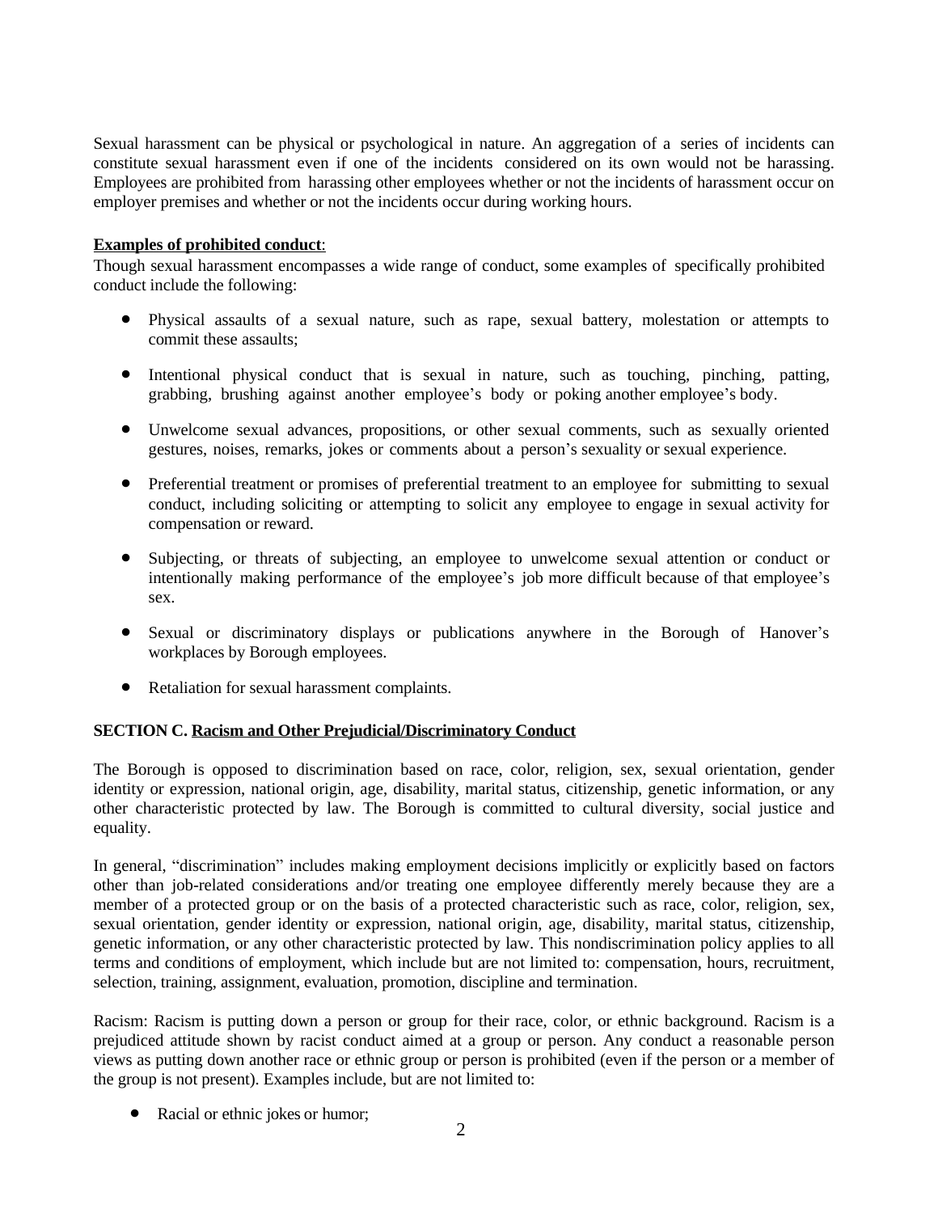Sexual harassment can be physical or psychological in nature. An aggregation of a series of incidents can constitute sexual harassment even if one of the incidents considered on its own would not be harassing. Employees are prohibited from harassing other employees whether or not the incidents of harassment occur on employer premises and whether or not the incidents occur during working hours.

**Examples of prohibited conduct**:
Though sexual harassment encompasses a wide range of conduct, some examples of specifically prohibited conduct include the following:

- Physical assaults of a sexual nature, such as rape, sexual battery, molestation or attempts to commit these assaults;
- Intentional physical conduct that is sexual in nature, such as touching, pinching, patting, grabbing, brushing against another employee's body or poking another employee's body.
- Unwelcome sexual advances, propositions, or other sexual comments, such as sexually oriented gestures, noises, remarks, jokes or comments about a person's sexuality or sexual experience.
- Preferential treatment or promises of preferential treatment to an employee for submitting to sexual conduct, including soliciting or attempting to solicit any employee to engage in sexual activity for compensation or reward.
- Subjecting, or threats of subjecting, an employee to unwelcome sexual attention or conduct or intentionally making performance of the employee's job more difficult because of that employee's sex.
- Sexual or discriminatory displays or publications anywhere in the Borough of Hanover's workplaces by Borough employees.
- Retaliation for sexual harassment complaints.

**SECTION C. Racism and Other Prejudicial/Discriminatory Conduct**

The Borough is opposed to discrimination based on race, color, religion, sex, sexual orientation, gender identity or expression, national origin, age, disability, marital status, citizenship, genetic information, or any other characteristic protected by law. The Borough is committed to cultural diversity, social justice and equality.

In general, "discrimination" includes making employment decisions implicitly or explicitly based on factors other than job-related considerations and/or treating one employee differently merely because they are a member of a protected group or on the basis of a protected characteristic such as race, color, religion, sex, sexual orientation, gender identity or expression, national origin, age, disability, marital status, citizenship, genetic information, or any other characteristic protected by law. This nondiscrimination policy applies to all terms and conditions of employment, which include but are not limited to: compensation, hours, recruitment, selection, training, assignment, evaluation, promotion, discipline and termination.

Racism: Racism is putting down a person or group for their race, color, or ethnic background. Racism is a prejudiced attitude shown by racist conduct aimed at a group or person. Any conduct a reasonable person views as putting down another race or ethnic group or person is prohibited (even if the person or a member of the group is not present). Examples include, but are not limited to:

- Racial or ethnic jokes or humor;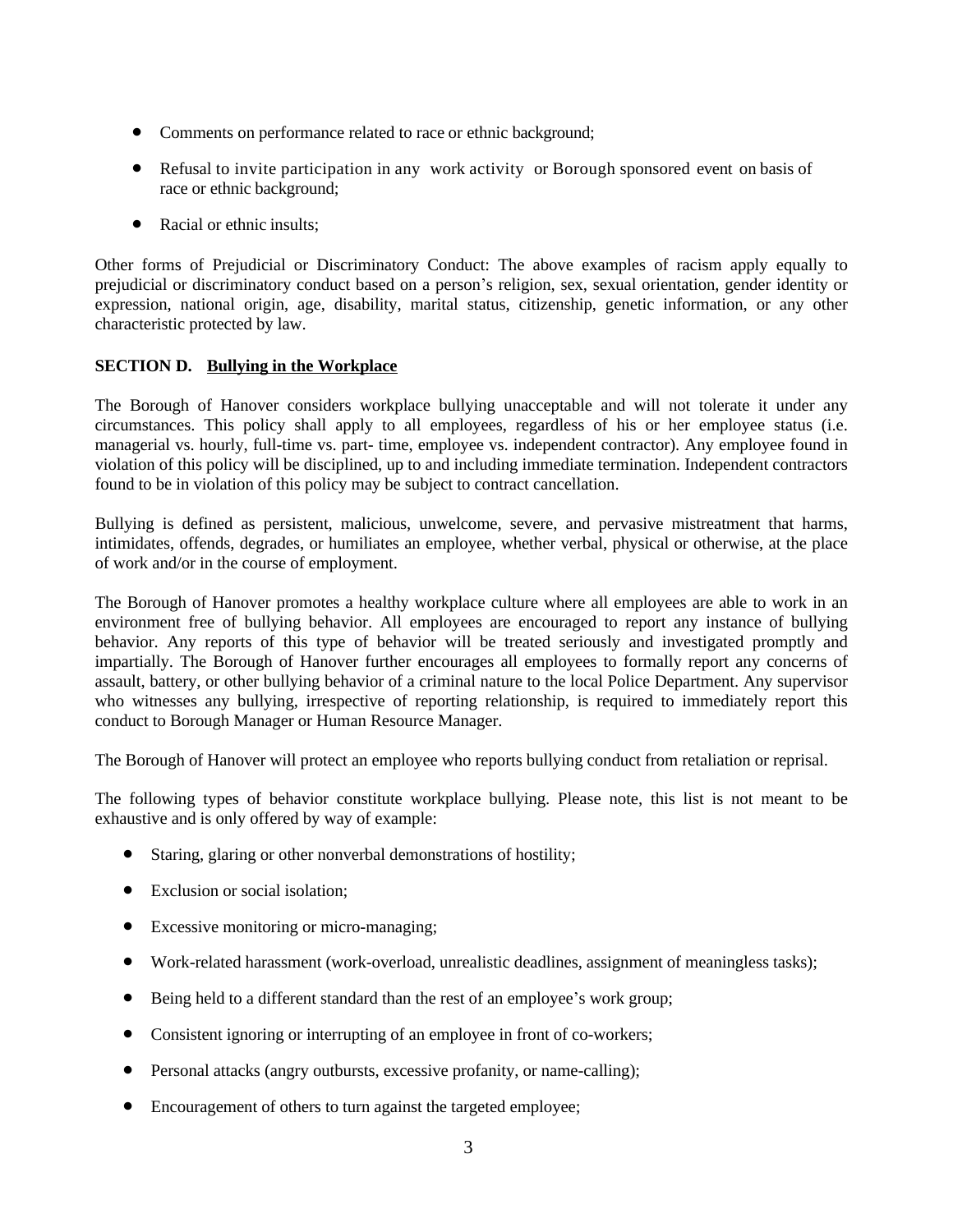- Comments on performance related to race or ethnic background;
- Refusal to invite participation in any work activity or Borough sponsored event on basis of race or ethnic background;
- Racial or ethnic insults;

Other forms of Prejudicial or Discriminatory Conduct: The above examples of racism apply equally to prejudicial or discriminatory conduct based on a person's religion, sex, sexual orientation, gender identity or expression, national origin, age, disability, marital status, citizenship, genetic information, or any other characteristic protected by law.

**SECTION D. Bullying in the Workplace**

The Borough of Hanover considers workplace bullying unacceptable and will not tolerate it under any circumstances. This policy shall apply to all employees, regardless of his or her employee status (i.e. managerial vs. hourly, full-time vs. part- time, employee vs. independent contractor). Any employee found in violation of this policy will be disciplined, up to and including immediate termination. Independent contractors found to be in violation of this policy may be subject to contract cancellation.

Bullying is defined as persistent, malicious, unwelcome, severe, and pervasive mistreatment that harms, intimidates, offends, degrades, or humiliates an employee, whether verbal, physical or otherwise, at the place of work and/or in the course of employment.

The Borough of Hanover promotes a healthy workplace culture where all employees are able to work in an environment free of bullying behavior. All employees are encouraged to report any instance of bullying behavior. Any reports of this type of behavior will be treated seriously and investigated promptly and impartially. The Borough of Hanover further encourages all employees to formally report any concerns of assault, battery, or other bullying behavior of a criminal nature to the local Police Department. Any supervisor who witnesses any bullying, irrespective of reporting relationship, is required to immediately report this conduct to Borough Manager or Human Resource Manager.

The Borough of Hanover will protect an employee who reports bullying conduct from retaliation or reprisal.

The following types of behavior constitute workplace bullying. Please note, this list is not meant to be exhaustive and is only offered by way of example:

- Staring, glaring or other nonverbal demonstrations of hostility;
- Exclusion or social isolation;
- Excessive monitoring or micro-managing;
- Work-related harassment (work-overload, unrealistic deadlines, assignment of meaningless tasks);
- Being held to a different standard than the rest of an employee's work group;
- Consistent ignoring or interrupting of an employee in front of co-workers;
- Personal attacks (angry outbursts, excessive profanity, or name-calling);
- Encouragement of others to turn against the targeted employee;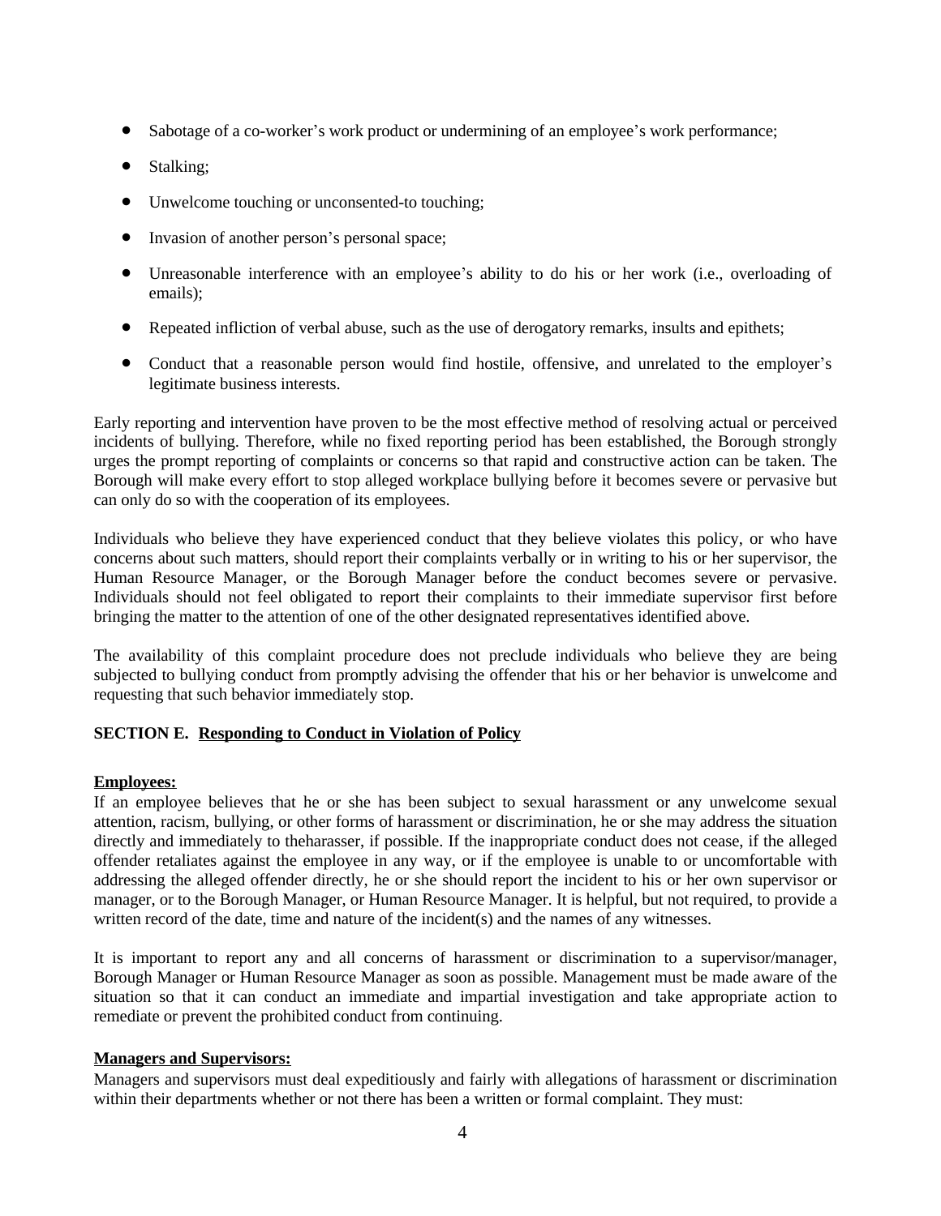- Sabotage of a co-worker's work product or undermining of an employee's work performance;
- Stalking;
- Unwelcome touching or unconsented-to touching;
- Invasion of another person's personal space;
- Unreasonable interference with an employee's ability to do his or her work (i.e., overloading of emails);
- Repeated infliction of verbal abuse, such as the use of derogatory remarks, insults and epithets;
- Conduct that a reasonable person would find hostile, offensive, and unrelated to the employer's legitimate business interests.

Early reporting and intervention have proven to be the most effective method of resolving actual or perceived incidents of bullying. Therefore, while no fixed reporting period has been established, the Borough strongly urges the prompt reporting of complaints or concerns so that rapid and constructive action can be taken. The Borough will make every effort to stop alleged workplace bullying before it becomes severe or pervasive but can only do so with the cooperation of its employees.

Individuals who believe they have experienced conduct that they believe violates this policy, or who have concerns about such matters, should report their complaints verbally or in writing to his or her supervisor, the Human Resource Manager, or the Borough Manager before the conduct becomes severe or pervasive. Individuals should not feel obligated to report their complaints to their immediate supervisor first before bringing the matter to the attention of one of the other designated representatives identified above.

The availability of this complaint procedure does not preclude individuals who believe they are being subjected to bullying conduct from promptly advising the offender that his or her behavior is unwelcome and requesting that such behavior immediately stop.

**SECTION E. Responding to Conduct in Violation of Policy**

**Employees:**

If an employee believes that he or she has been subject to sexual harassment or any unwelcome sexual attention, racism, bullying, or other forms of harassment or discrimination, he or she may address the situation directly and immediately to theharasser, if possible. If the inappropriate conduct does not cease, if the alleged offender retaliates against the employee in any way, or if the employee is unable to or uncomfortable with addressing the alleged offender directly, he or she should report the incident to his or her own supervisor or manager, or to the Borough Manager, or Human Resource Manager. It is helpful, but not required, to provide a written record of the date, time and nature of the incident(s) and the names of any witnesses.

It is important to report any and all concerns of harassment or discrimination to a supervisor/manager, Borough Manager or Human Resource Manager as soon as possible. Management must be made aware of the situation so that it can conduct an immediate and impartial investigation and take appropriate action to remediate or prevent the prohibited conduct from continuing.

**Managers and Supervisors:**

Managers and supervisors must deal expeditiously and fairly with allegations of harassment or discrimination within their departments whether or not there has been a written or formal complaint. They must: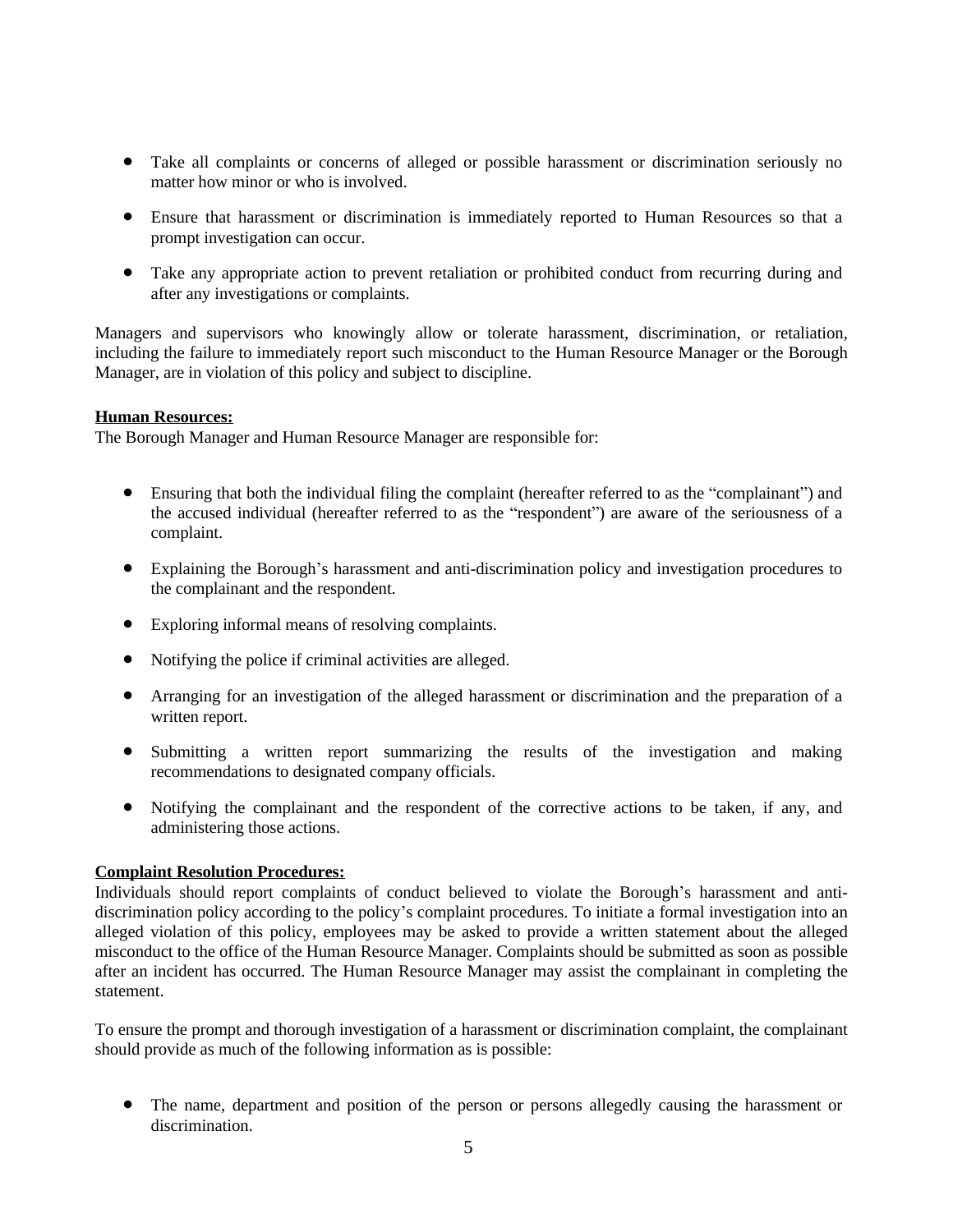- Take all complaints or concerns of alleged or possible harassment or discrimination seriously no matter how minor or who is involved.
- Ensure that harassment or discrimination is immediately reported to Human Resources so that a prompt investigation can occur.
- Take any appropriate action to prevent retaliation or prohibited conduct from recurring during and after any investigations or complaints.

Managers and supervisors who knowingly allow or tolerate harassment, discrimination, or retaliation, including the failure to immediately report such misconduct to the Human Resource Manager or the Borough Manager, are in violation of this policy and subject to discipline.

**Human Resources:**

The Borough Manager and Human Resource Manager are responsible for:

- Ensuring that both the individual filing the complaint (hereafter referred to as the "complainant") and the accused individual (hereafter referred to as the "respondent") are aware of the seriousness of a complaint.
- Explaining the Borough's harassment and anti-discrimination policy and investigation procedures to the complainant and the respondent.
- Exploring informal means of resolving complaints.
- Notifying the police if criminal activities are alleged.
- Arranging for an investigation of the alleged harassment or discrimination and the preparation of a written report.
- Submitting a written report summarizing the results of the investigation and making recommendations to designated company officials.
- Notifying the complainant and the respondent of the corrective actions to be taken, if any, and administering those actions.

**Complaint Resolution Procedures:**

Individuals should report complaints of conduct believed to violate the Borough's harassment and anti-discrimination policy according to the policy's complaint procedures. To initiate a formal investigation into an alleged violation of this policy, employees may be asked to provide a written statement about the alleged misconduct to the office of the Human Resource Manager. Complaints should be submitted as soon as possible after an incident has occurred. The Human Resource Manager may assist the complainant in completing the statement.

To ensure the prompt and thorough investigation of a harassment or discrimination complaint, the complainant should provide as much of the following information as is possible:

- The name, department and position of the person or persons allegedly causing the harassment or discrimination.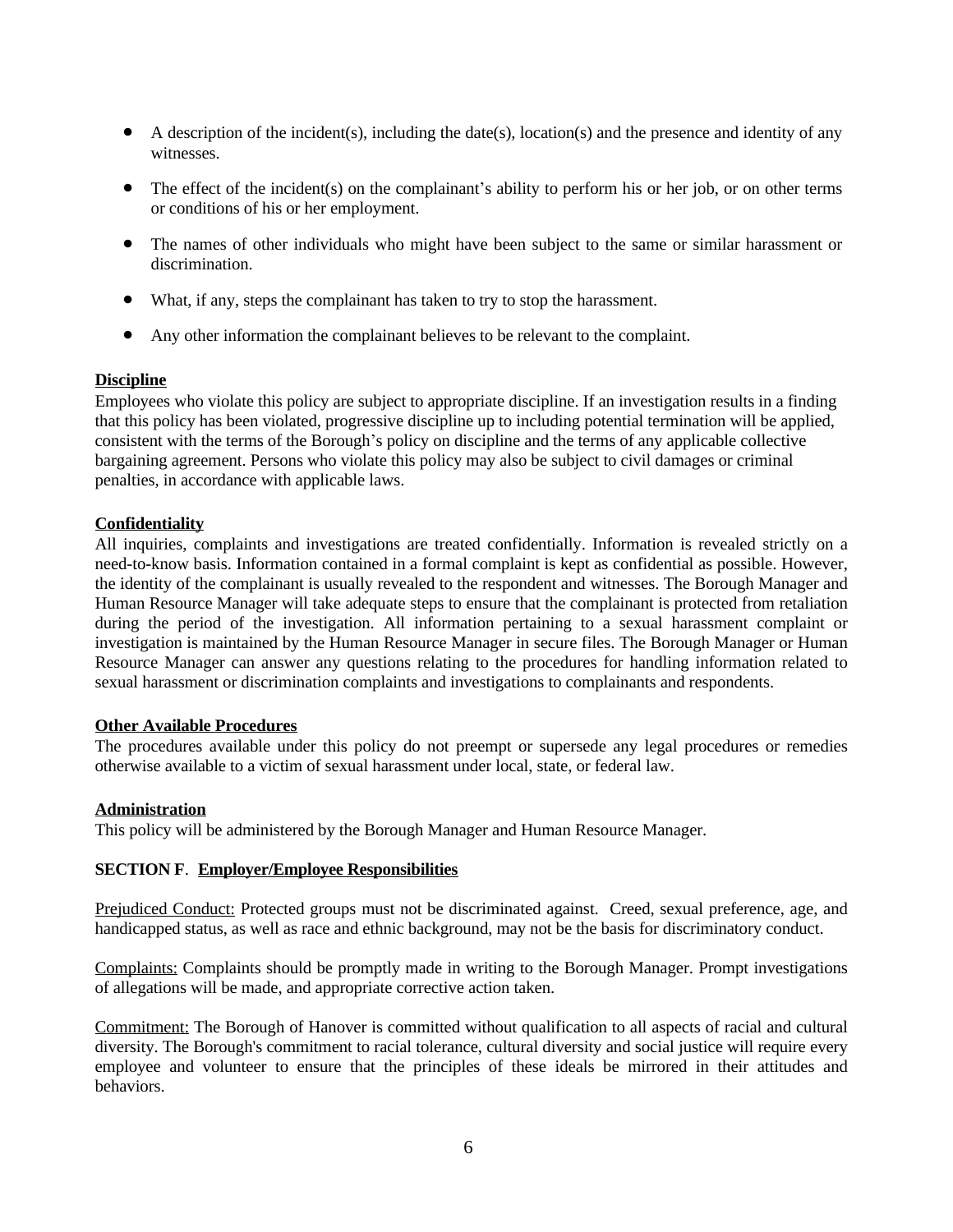- A description of the incident(s), including the date(s), location(s) and the presence and identity of any witnesses.

- The effect of the incident(s) on the complainant's ability to perform his or her job, or on other terms or conditions of his or her employment.

- The names of other individuals who might have been subject to the same or similar harassment or discrimination.

- What, if any, steps the complainant has taken to try to stop the harassment.

- Any other information the complainant believes to be relevant to the complaint.

**Discipline**

Employees who violate this policy are subject to appropriate discipline. If an investigation results in a finding that this policy has been violated, progressive discipline up to including potential termination will be applied, consistent with the terms of the Borough's policy on discipline and the terms of any applicable collective bargaining agreement. Persons who violate this policy may also be subject to civil damages or criminal penalties, in accordance with applicable laws.

**Confidentiality**

All inquiries, complaints and investigations are treated confidentially. Information is revealed strictly on a need-to-know basis. Information contained in a formal complaint is kept as confidential as possible. However, the identity of the complainant is usually revealed to the respondent and witnesses. The Borough Manager and Human Resource Manager will take adequate steps to ensure that the complainant is protected from retaliation during the period of the investigation. All information pertaining to a sexual harassment complaint or investigation is maintained by the Human Resource Manager in secure files. The Borough Manager or Human Resource Manager can answer any questions relating to the procedures for handling information related to sexual harassment or discrimination complaints and investigations to complainants and respondents.

**Other Available Procedures**

The procedures available under this policy do not preempt or supersede any legal procedures or remedies otherwise available to a victim of sexual harassment under local, state, or federal law.

**Administration**

This policy will be administered by the Borough Manager and Human Resource Manager.

**SECTION F**. **Employer/Employee Responsibilities**

Prejudiced Conduct: Protected groups must not be discriminated against. Creed, sexual preference, age, and handicapped status, as well as race and ethnic background, may not be the basis for discriminatory conduct.

Complaints: Complaints should be promptly made in writing to the Borough Manager. Prompt investigations of allegations will be made, and appropriate corrective action taken.

Commitment: The Borough of Hanover is committed without qualification to all aspects of racial and cultural diversity. The Borough's commitment to racial tolerance, cultural diversity and social justice will require every employee and volunteer to ensure that the principles of these ideals be mirrored in their attitudes and behaviors.